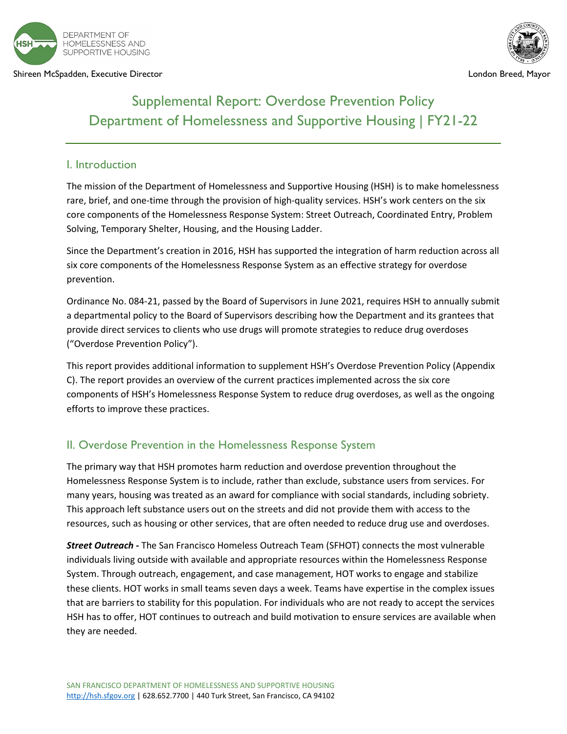DEPARTMENT OF HOMELESSNESS AND SUPPORTIVE HOUSING

Shireen McSpadden, Executive Director

London Breed, Mayor

# Supplemental Report: Overdose Prevention Policy
# Department of Homelessness and Supportive Housing | FY21-22

## I. Introduction

The mission of the Department of Homelessness and Supportive Housing (HSH) is to make homelessness rare, brief, and one-time through the provision of high-quality services. HSH's work centers on the six core components of the Homelessness Response System: Street Outreach, Coordinated Entry, Problem Solving, Temporary Shelter, Housing, and the Housing Ladder.

Since the Department's creation in 2016, HSH has supported the integration of harm reduction across all six core components of the Homelessness Response System as an effective strategy for overdose prevention.

Ordinance No. 084-21, passed by the Board of Supervisors in June 2021, requires HSH to annually submit a departmental policy to the Board of Supervisors describing how the Department and its grantees that provide direct services to clients who use drugs will promote strategies to reduce drug overdoses ("Overdose Prevention Policy").

This report provides additional information to supplement HSH's Overdose Prevention Policy (Appendix C). The report provides an overview of the current practices implemented across the six core components of HSH's Homelessness Response System to reduce drug overdoses, as well as the ongoing efforts to improve these practices.

## II. Overdose Prevention in the Homelessness Response System

The primary way that HSH promotes harm reduction and overdose prevention throughout the Homelessness Response System is to include, rather than exclude, substance users from services. For many years, housing was treated as an award for compliance with social standards, including sobriety. This approach left substance users out on the streets and did not provide them with access to the resources, such as housing or other services, that are often needed to reduce drug use and overdoses.

***Street Outreach*** **-** The San Francisco Homeless Outreach Team (SFHOT) connects the most vulnerable individuals living outside with available and appropriate resources within the Homelessness Response System. Through outreach, engagement, and case management, HOT works to engage and stabilize these clients. HOT works in small teams seven days a week. Teams have expertise in the complex issues that are barriers to stability for this population. For individuals who are not ready to accept the services HSH has to offer, HOT continues to outreach and build motivation to ensure services are available when they are needed.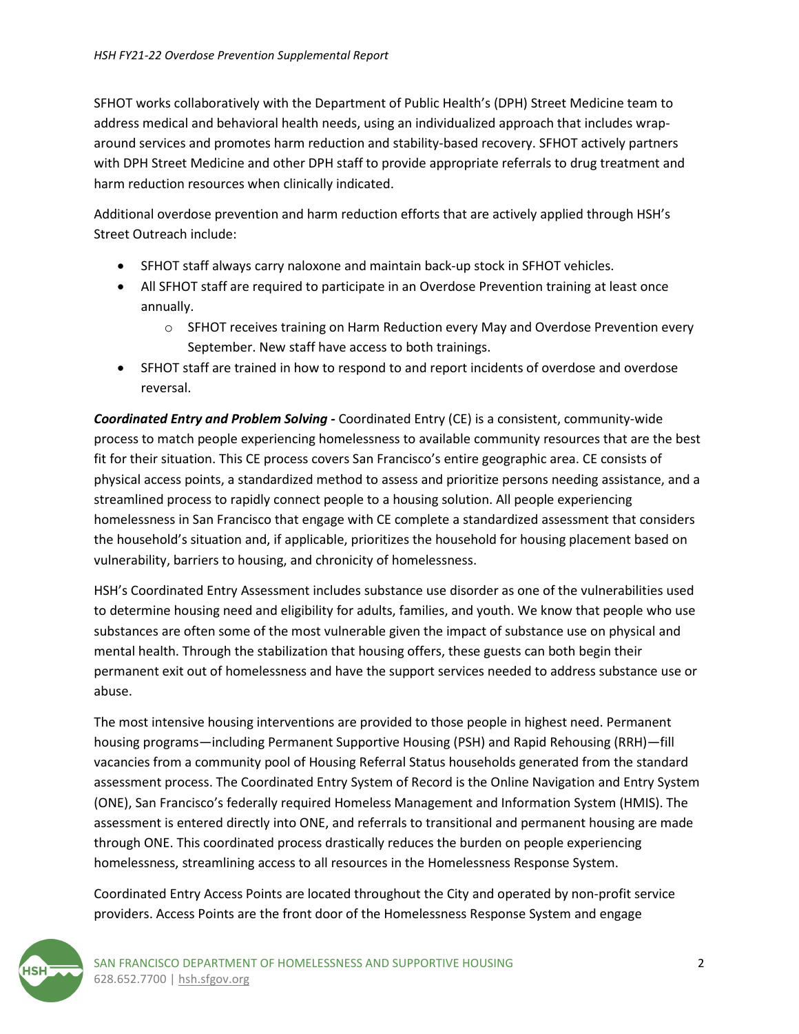SFHOT works collaboratively with the Department of Public Health's (DPH) Street Medicine team to address medical and behavioral health needs, using an individualized approach that includes wrap-around services and promotes harm reduction and stability-based recovery. SFHOT actively partners with DPH Street Medicine and other DPH staff to provide appropriate referrals to drug treatment and harm reduction resources when clinically indicated.

Additional overdose prevention and harm reduction efforts that are actively applied through HSH's Street Outreach include:

- SFHOT staff always carry naloxone and maintain back-up stock in SFHOT vehicles.
- All SFHOT staff are required to participate in an Overdose Prevention training at least once annually.
    - SFHOT receives training on Harm Reduction every May and Overdose Prevention every September. New staff have access to both trainings.
- SFHOT staff are trained in how to respond to and report incidents of overdose and overdose reversal.

***Coordinated Entry and Problem Solving -*** Coordinated Entry (CE) is a consistent, community-wide process to match people experiencing homelessness to available community resources that are the best fit for their situation. This CE process covers San Francisco's entire geographic area. CE consists of physical access points, a standardized method to assess and prioritize persons needing assistance, and a streamlined process to rapidly connect people to a housing solution. All people experiencing homelessness in San Francisco that engage with CE complete a standardized assessment that considers the household's situation and, if applicable, prioritizes the household for housing placement based on vulnerability, barriers to housing, and chronicity of homelessness.

HSH's Coordinated Entry Assessment includes substance use disorder as one of the vulnerabilities used to determine housing need and eligibility for adults, families, and youth. We know that people who use substances are often some of the most vulnerable given the impact of substance use on physical and mental health. Through the stabilization that housing offers, these guests can both begin their permanent exit out of homelessness and have the support services needed to address substance use or abuse.

The most intensive housing interventions are provided to those people in highest need. Permanent housing programs—including Permanent Supportive Housing (PSH) and Rapid Rehousing (RRH)—fill vacancies from a community pool of Housing Referral Status households generated from the standard assessment process. The Coordinated Entry System of Record is the Online Navigation and Entry System (ONE), San Francisco's federally required Homeless Management and Information System (HMIS). The assessment is entered directly into ONE, and referrals to transitional and permanent housing are made through ONE. This coordinated process drastically reduces the burden on people experiencing homelessness, streamlining access to all resources in the Homelessness Response System.

Coordinated Entry Access Points are located throughout the City and operated by non-profit service providers. Access Points are the front door of the Homelessness Response System and engage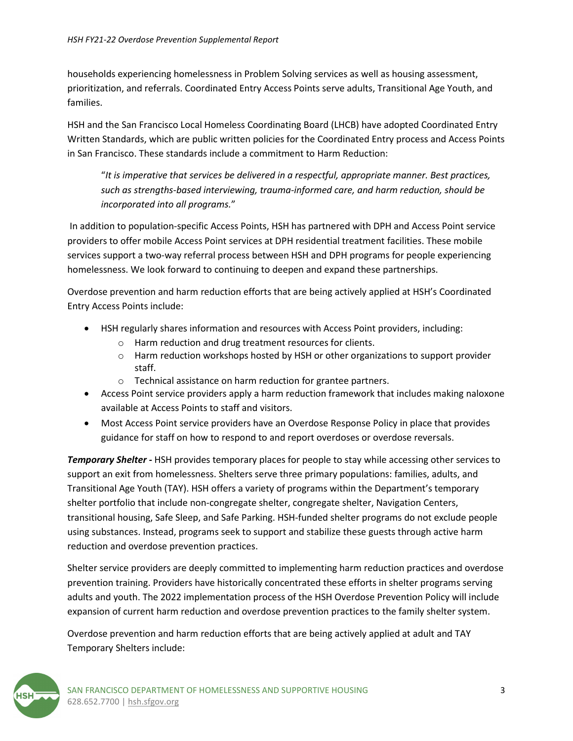households experiencing homelessness in Problem Solving services as well as housing assessment, prioritization, and referrals. Coordinated Entry Access Points serve adults, Transitional Age Youth, and families.

HSH and the San Francisco Local Homeless Coordinating Board (LHCB) have adopted Coordinated Entry Written Standards, which are public written policies for the Coordinated Entry process and Access Points in San Francisco. These standards include a commitment to Harm Reduction:

> "*It is imperative that services be delivered in a respectful, appropriate manner. Best practices, such as strengths-based interviewing, trauma-informed care, and harm reduction, should be incorporated into all programs.*"

In addition to population-specific Access Points, HSH has partnered with DPH and Access Point service providers to offer mobile Access Point services at DPH residential treatment facilities. These mobile services support a two-way referral process between HSH and DPH programs for people experiencing homelessness. We look forward to continuing to deepen and expand these partnerships.

Overdose prevention and harm reduction efforts that are being actively applied at HSH's Coordinated Entry Access Points include:

- HSH regularly shares information and resources with Access Point providers, including:
    - Harm reduction and drug treatment resources for clients.
    - Harm reduction workshops hosted by HSH or other organizations to support provider staff.
    - Technical assistance on harm reduction for grantee partners.
- Access Point service providers apply a harm reduction framework that includes making naloxone available at Access Points to staff and visitors.
- Most Access Point service providers have an Overdose Response Policy in place that provides guidance for staff on how to respond to and report overdoses or overdose reversals.

***Temporary Shelter -*** HSH provides temporary places for people to stay while accessing other services to support an exit from homelessness. Shelters serve three primary populations: families, adults, and Transitional Age Youth (TAY). HSH offers a variety of programs within the Department's temporary shelter portfolio that include non-congregate shelter, congregate shelter, Navigation Centers, transitional housing, Safe Sleep, and Safe Parking. HSH-funded shelter programs do not exclude people using substances. Instead, programs seek to support and stabilize these guests through active harm reduction and overdose prevention practices.

Shelter service providers are deeply committed to implementing harm reduction practices and overdose prevention training. Providers have historically concentrated these efforts in shelter programs serving adults and youth. The 2022 implementation process of the HSH Overdose Prevention Policy will include expansion of current harm reduction and overdose prevention practices to the family shelter system.

Overdose prevention and harm reduction efforts that are being actively applied at adult and TAY Temporary Shelters include: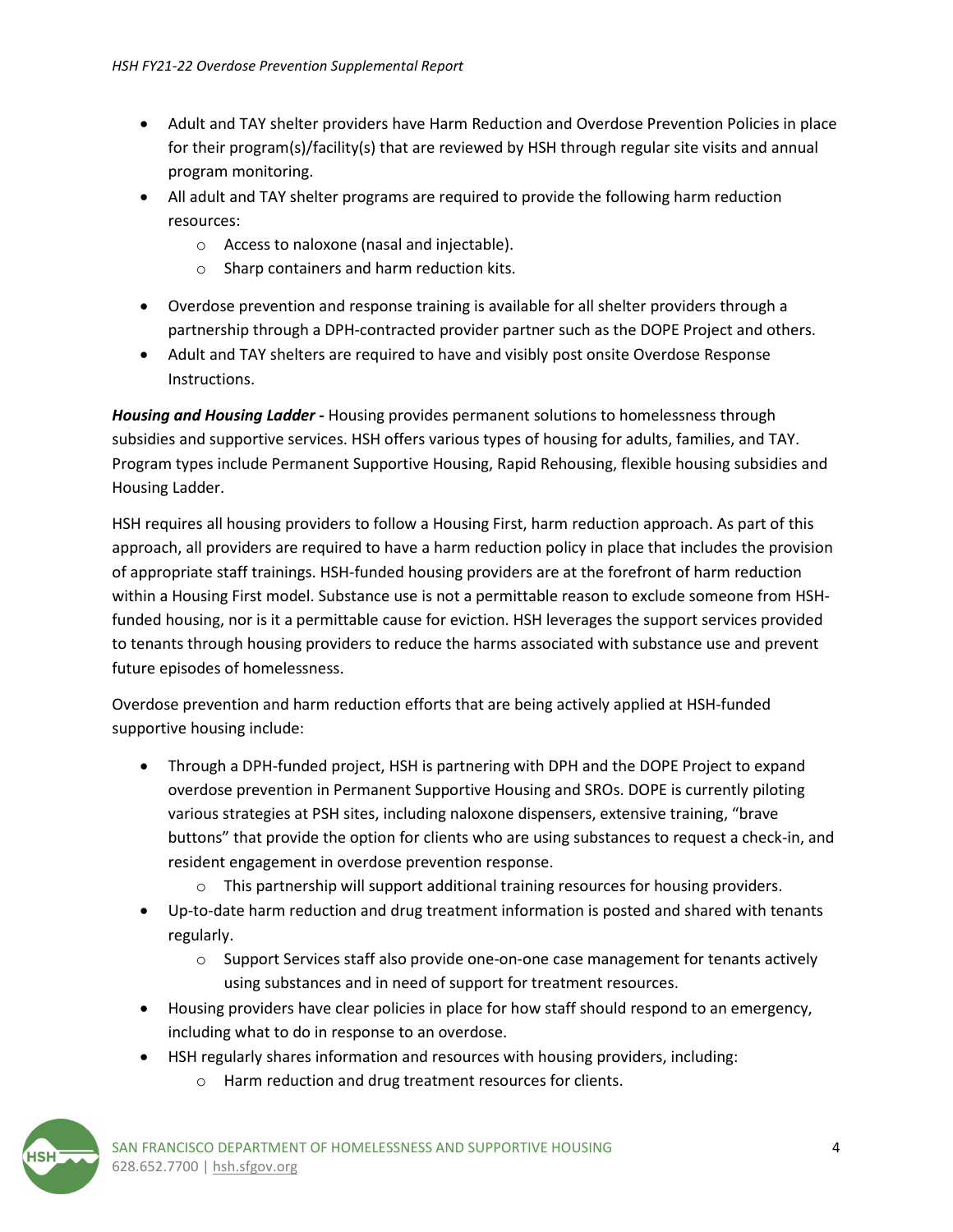- Adult and TAY shelter providers have Harm Reduction and Overdose Prevention Policies in place for their program(s)/facility(s) that are reviewed by HSH through regular site visits and annual program monitoring.
- All adult and TAY shelter programs are required to provide the following harm reduction resources:
    - Access to naloxone (nasal and injectable).
    - Sharp containers and harm reduction kits.
- Overdose prevention and response training is available for all shelter providers through a partnership through a DPH-contracted provider partner such as the DOPE Project and others.
- Adult and TAY shelters are required to have and visibly post onsite Overdose Response Instructions.

***Housing and Housing Ladder -*** Housing provides permanent solutions to homelessness through subsidies and supportive services. HSH offers various types of housing for adults, families, and TAY. Program types include Permanent Supportive Housing, Rapid Rehousing, flexible housing subsidies and Housing Ladder.

HSH requires all housing providers to follow a Housing First, harm reduction approach. As part of this approach, all providers are required to have a harm reduction policy in place that includes the provision of appropriate staff trainings. HSH-funded housing providers are at the forefront of harm reduction within a Housing First model. Substance use is not a permittable reason to exclude someone from HSH-funded housing, nor is it a permittable cause for eviction. HSH leverages the support services provided to tenants through housing providers to reduce the harms associated with substance use and prevent future episodes of homelessness.

Overdose prevention and harm reduction efforts that are being actively applied at HSH-funded supportive housing include:

- Through a DPH-funded project, HSH is partnering with DPH and the DOPE Project to expand overdose prevention in Permanent Supportive Housing and SROs. DOPE is currently piloting various strategies at PSH sites, including naloxone dispensers, extensive training, "brave buttons" that provide the option for clients who are using substances to request a check-in, and resident engagement in overdose prevention response.
    - This partnership will support additional training resources for housing providers.
- Up-to-date harm reduction and drug treatment information is posted and shared with tenants regularly.
    - Support Services staff also provide one-on-one case management for tenants actively using substances and in need of support for treatment resources.
- Housing providers have clear policies in place for how staff should respond to an emergency, including what to do in response to an overdose.
- HSH regularly shares information and resources with housing providers, including:
    - Harm reduction and drug treatment resources for clients.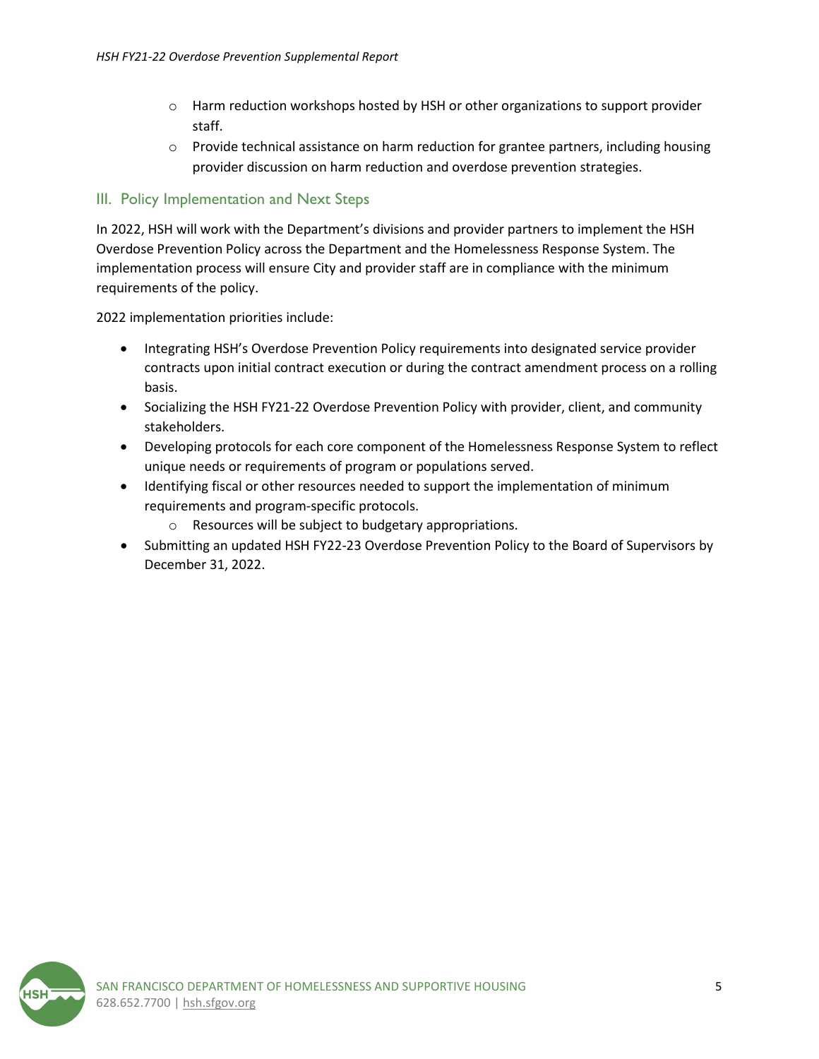- Harm reduction workshops hosted by HSH or other organizations to support provider staff.
  - Provide technical assistance on harm reduction for grantee partners, including housing provider discussion on harm reduction and overdose prevention strategies.

## III. Policy Implementation and Next Steps

In 2022, HSH will work with the Department's divisions and provider partners to implement the HSH Overdose Prevention Policy across the Department and the Homelessness Response System. The implementation process will ensure City and provider staff are in compliance with the minimum requirements of the policy.

2022 implementation priorities include:

- Integrating HSH's Overdose Prevention Policy requirements into designated service provider contracts upon initial contract execution or during the contract amendment process on a rolling basis.
- Socializing the HSH FY21-22 Overdose Prevention Policy with provider, client, and community stakeholders.
- Developing protocols for each core component of the Homelessness Response System to reflect unique needs or requirements of program or populations served.
- Identifying fiscal or other resources needed to support the implementation of minimum requirements and program-specific protocols.
  - Resources will be subject to budgetary appropriations.
- Submitting an updated HSH FY22-23 Overdose Prevention Policy to the Board of Supervisors by December 31, 2022.